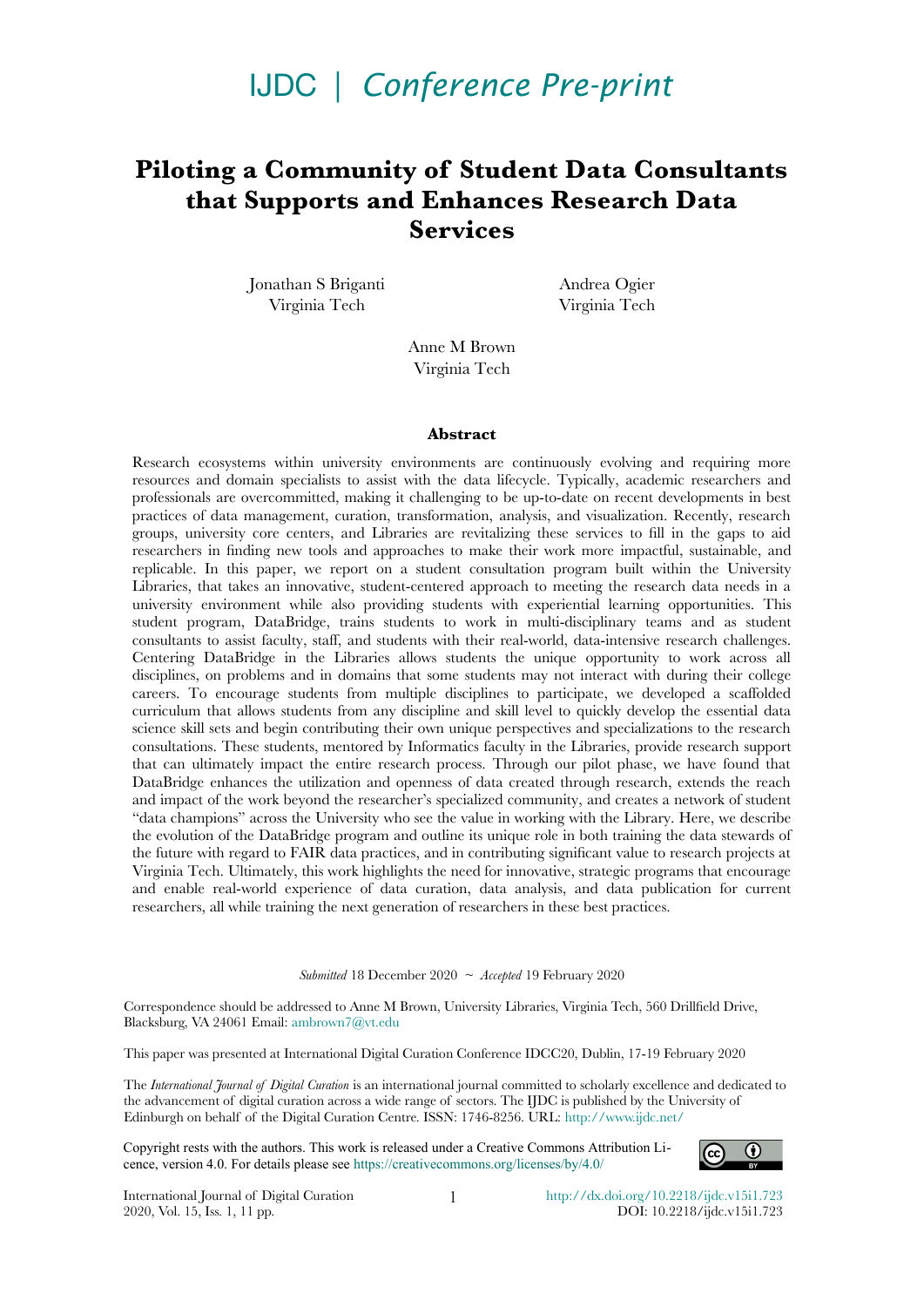IJDC | *Conference Pre-print*

# Piloting a Community of Student Data Consultants that Supports and Enhances Research Data Services

Jonathan S Briganti
Virginia Tech

Andrea Ogier
Virginia Tech

Anne M Brown
Virginia Tech

## Abstract

Research ecosystems within university environments are continuously evolving and requiring more resources and domain specialists to assist with the data lifecycle. Typically, academic researchers and professionals are overcommitted, making it challenging to be up-to-date on recent developments in best practices of data management, curation, transformation, analysis, and visualization. Recently, research groups, university core centers, and Libraries are revitalizing these services to fill in the gaps to aid researchers in finding new tools and approaches to make their work more impactful, sustainable, and replicable. In this paper, we report on a student consultation program built within the University Libraries, that takes an innovative, student-centered approach to meeting the research data needs in a university environment while also providing students with experiential learning opportunities. This student program, DataBridge, trains students to work in multi-disciplinary teams and as student consultants to assist faculty, staff, and students with their real-world, data-intensive research challenges. Centering DataBridge in the Libraries allows students the unique opportunity to work across all disciplines, on problems and in domains that some students may not interact with during their college careers. To encourage students from multiple disciplines to participate, we developed a scaffolded curriculum that allows students from any discipline and skill level to quickly develop the essential data science skill sets and begin contributing their own unique perspectives and specializations to the research consultations. These students, mentored by Informatics faculty in the Libraries, provide research support that can ultimately impact the entire research process. Through our pilot phase, we have found that DataBridge enhances the utilization and openness of data created through research, extends the reach and impact of the work beyond the researcher's specialized community, and creates a network of student "data champions" across the University who see the value in working with the Library. Here, we describe the evolution of the DataBridge program and outline its unique role in both training the data stewards of the future with regard to FAIR data practices, and in contributing significant value to research projects at Virginia Tech. Ultimately, this work highlights the need for innovative, strategic programs that encourage and enable real-world experience of data curation, data analysis, and data publication for current researchers, all while training the next generation of researchers in these best practices.

*Submitted* 18 December 2020 ~ *Accepted* 19 February 2020

Correspondence should be addressed to Anne M Brown, University Libraries, Virginia Tech, 560 Drillfield Drive, Blacksburg, VA 24061 Email: ambrown7@vt.edu

This paper was presented at International Digital Curation Conference IDCC20, Dublin, 17-19 February 2020

The *International Journal of Digital Curation* is an international journal committed to scholarly excellence and dedicated to the advancement of digital curation across a wide range of sectors. The IJDC is published by the University of Edinburgh on behalf of the Digital Curation Centre. ISSN: 1746-8256. URL: http://www.ijdc.net/

Copyright rests with the authors. This work is released under a Creative Commons Attribution Licence, version 4.0. For details please see https://creativecommons.org/licenses/by/4.0/

International Journal of Digital Curation
2020, Vol. 15, Iss. 1, 11 pp.

http://dx.doi.org/10.2218/ijdc.v15i1.723
DOI: 10.2218/ijdc.v15i1.723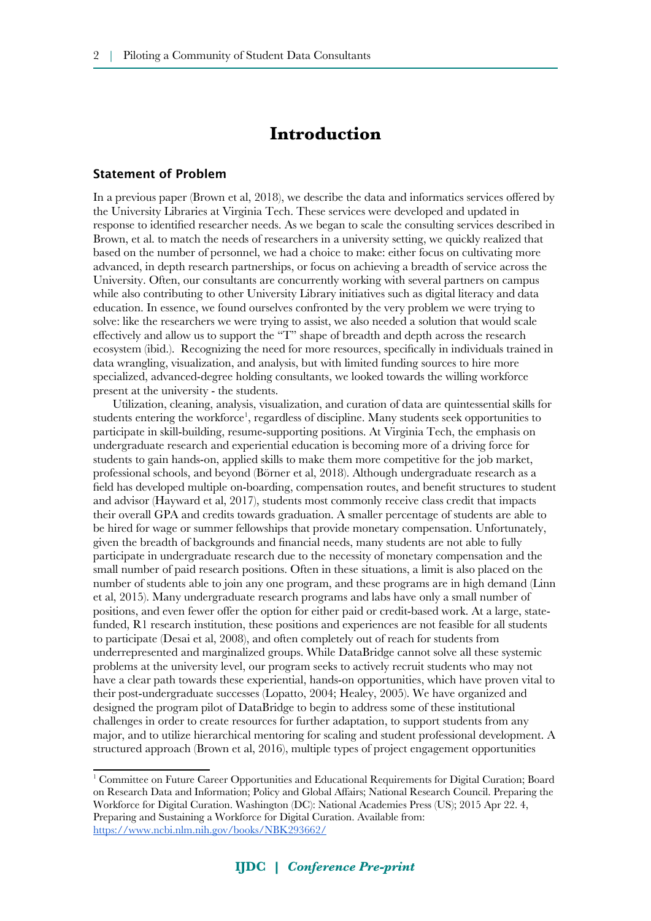# Introduction

## Statement of Problem

In a previous paper (Brown et al, 2018), we describe the data and informatics services offered by the University Libraries at Virginia Tech. These services were developed and updated in response to identified researcher needs. As we began to scale the consulting services described in Brown, et al. to match the needs of researchers in a university setting, we quickly realized that based on the number of personnel, we had a choice to make: either focus on cultivating more advanced, in depth research partnerships, or focus on achieving a breadth of service across the University. Often, our consultants are concurrently working with several partners on campus while also contributing to other University Library initiatives such as digital literacy and data education. In essence, we found ourselves confronted by the very problem we were trying to solve: like the researchers we were trying to assist, we also needed a solution that would scale effectively and allow us to support the "T" shape of breadth and depth across the research ecosystem (ibid.). Recognizing the need for more resources, specifically in individuals trained in data wrangling, visualization, and analysis, but with limited funding sources to hire more specialized, advanced-degree holding consultants, we looked towards the willing workforce present at the university - the students.

Utilization, cleaning, analysis, visualization, and curation of data are quintessential skills for students entering the workforce[1], regardless of discipline. Many students seek opportunities to participate in skill-building, resume-supporting positions. At Virginia Tech, the emphasis on undergraduate research and experiential education is becoming more of a driving force for students to gain hands-on, applied skills to make them more competitive for the job market, professional schools, and beyond (Börner et al, 2018). Although undergraduate research as a field has developed multiple on-boarding, compensation routes, and benefit structures to student and advisor (Hayward et al, 2017), students most commonly receive class credit that impacts their overall GPA and credits towards graduation. A smaller percentage of students are able to be hired for wage or summer fellowships that provide monetary compensation. Unfortunately, given the breadth of backgrounds and financial needs, many students are not able to fully participate in undergraduate research due to the necessity of monetary compensation and the small number of paid research positions. Often in these situations, a limit is also placed on the number of students able to join any one program, and these programs are in high demand (Linn et al, 2015). Many undergraduate research programs and labs have only a small number of positions, and even fewer offer the option for either paid or credit-based work. At a large, state-funded, R1 research institution, these positions and experiences are not feasible for all students to participate (Desai et al, 2008), and often completely out of reach for students from underrepresented and marginalized groups. While DataBridge cannot solve all these systemic problems at the university level, our program seeks to actively recruit students who may not have a clear path towards these experiential, hands-on opportunities, which have proven vital to their post-undergraduate successes (Lopatto, 2004; Healey, 2005). We have organized and designed the program pilot of DataBridge to begin to address some of these institutional challenges in order to create resources for further adaptation, to support students from any major, and to utilize hierarchical mentoring for scaling and student professional development. A structured approach (Brown et al, 2016), multiple types of project engagement opportunities

[1] Committee on Future Career Opportunities and Educational Requirements for Digital Curation; Board on Research Data and Information; Policy and Global Affairs; National Research Council. Preparing the Workforce for Digital Curation. Washington (DC): National Academies Press (US); 2015 Apr 22. 4, Preparing and Sustaining a Workforce for Digital Curation. Available from: https://www.ncbi.nlm.nih.gov/books/NBK293662/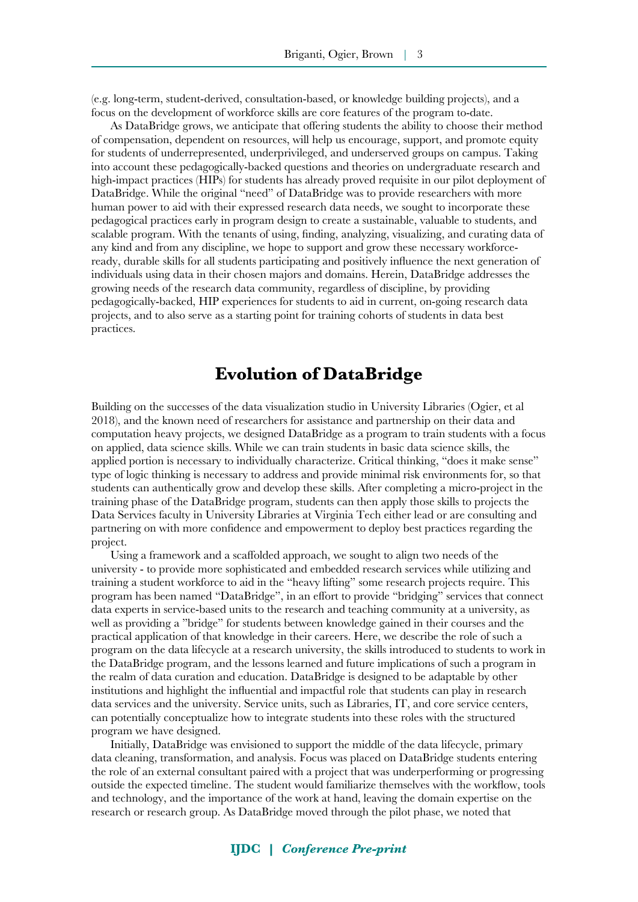(e.g. long-term, student-derived, consultation-based, or knowledge building projects), and a focus on the development of workforce skills are core features of the program to-date.

As DataBridge grows, we anticipate that offering students the ability to choose their method of compensation, dependent on resources, will help us encourage, support, and promote equity for students of underrepresented, underprivileged, and underserved groups on campus. Taking into account these pedagogically-backed questions and theories on undergraduate research and high-impact practices (HIPs) for students has already proved requisite in our pilot deployment of DataBridge. While the original "need" of DataBridge was to provide researchers with more human power to aid with their expressed research data needs, we sought to incorporate these pedagogical practices early in program design to create a sustainable, valuable to students, and scalable program. With the tenants of using, finding, analyzing, visualizing, and curating data of any kind and from any discipline, we hope to support and grow these necessary workforce-ready, durable skills for all students participating and positively influence the next generation of individuals using data in their chosen majors and domains. Herein, DataBridge addresses the growing needs of the research data community, regardless of discipline, by providing pedagogically-backed, HIP experiences for students to aid in current, on-going research data projects, and to also serve as a starting point for training cohorts of students in data best practices.

# Evolution of DataBridge

Building on the successes of the data visualization studio in University Libraries (Ogier, et al 2018), and the known need of researchers for assistance and partnership on their data and computation heavy projects, we designed DataBridge as a program to train students with a focus on applied, data science skills. While we can train students in basic data science skills, the applied portion is necessary to individually characterize. Critical thinking, "does it make sense" type of logic thinking is necessary to address and provide minimal risk environments for, so that students can authentically grow and develop these skills. After completing a micro-project in the training phase of the DataBridge program, students can then apply those skills to projects the Data Services faculty in University Libraries at Virginia Tech either lead or are consulting and partnering on with more confidence and empowerment to deploy best practices regarding the project.

Using a framework and a scaffolded approach, we sought to align two needs of the university - to provide more sophisticated and embedded research services while utilizing and training a student workforce to aid in the "heavy lifting" some research projects require. This program has been named "DataBridge", in an effort to provide "bridging" services that connect data experts in service-based units to the research and teaching community at a university, as well as providing a "bridge" for students between knowledge gained in their courses and the practical application of that knowledge in their careers. Here, we describe the role of such a program on the data lifecycle at a research university, the skills introduced to students to work in the DataBridge program, and the lessons learned and future implications of such a program in the realm of data curation and education. DataBridge is designed to be adaptable by other institutions and highlight the influential and impactful role that students can play in research data services and the university. Service units, such as Libraries, IT, and core service centers, can potentially conceptualize how to integrate students into these roles with the structured program we have designed.

Initially, DataBridge was envisioned to support the middle of the data lifecycle, primary data cleaning, transformation, and analysis. Focus was placed on DataBridge students entering the role of an external consultant paired with a project that was underperforming or progressing outside the expected timeline. The student would familiarize themselves with the workflow, tools and technology, and the importance of the work at hand, leaving the domain expertise on the research or research group. As DataBridge moved through the pilot phase, we noted that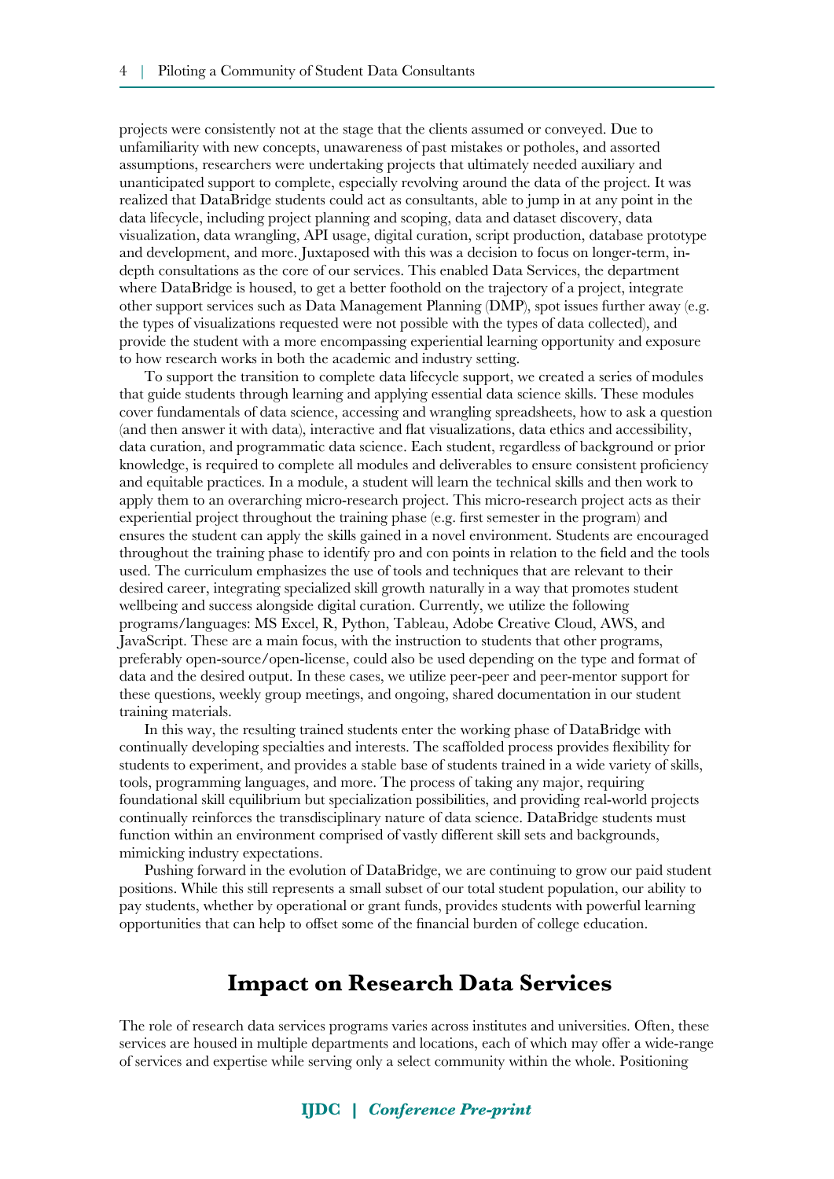projects were consistently not at the stage that the clients assumed or conveyed. Due to unfamiliarity with new concepts, unawareness of past mistakes or potholes, and assorted assumptions, researchers were undertaking projects that ultimately needed auxiliary and unanticipated support to complete, especially revolving around the data of the project. It was realized that DataBridge students could act as consultants, able to jump in at any point in the data lifecycle, including project planning and scoping, data and dataset discovery, data visualization, data wrangling, API usage, digital curation, script production, database prototype and development, and more. Juxtaposed with this was a decision to focus on longer-term, in-depth consultations as the core of our services. This enabled Data Services, the department where DataBridge is housed, to get a better foothold on the trajectory of a project, integrate other support services such as Data Management Planning (DMP), spot issues further away (e.g. the types of visualizations requested were not possible with the types of data collected), and provide the student with a more encompassing experiential learning opportunity and exposure to how research works in both the academic and industry setting.

To support the transition to complete data lifecycle support, we created a series of modules that guide students through learning and applying essential data science skills. These modules cover fundamentals of data science, accessing and wrangling spreadsheets, how to ask a question (and then answer it with data), interactive and flat visualizations, data ethics and accessibility, data curation, and programmatic data science. Each student, regardless of background or prior knowledge, is required to complete all modules and deliverables to ensure consistent proficiency and equitable practices. In a module, a student will learn the technical skills and then work to apply them to an overarching micro-research project. This micro-research project acts as their experiential project throughout the training phase (e.g. first semester in the program) and ensures the student can apply the skills gained in a novel environment. Students are encouraged throughout the training phase to identify pro and con points in relation to the field and the tools used. The curriculum emphasizes the use of tools and techniques that are relevant to their desired career, integrating specialized skill growth naturally in a way that promotes student wellbeing and success alongside digital curation. Currently, we utilize the following programs/languages: MS Excel, R, Python, Tableau, Adobe Creative Cloud, AWS, and JavaScript. These are a main focus, with the instruction to students that other programs, preferably open-source/open-license, could also be used depending on the type and format of data and the desired output. In these cases, we utilize peer-peer and peer-mentor support for these questions, weekly group meetings, and ongoing, shared documentation in our student training materials.

In this way, the resulting trained students enter the working phase of DataBridge with continually developing specialties and interests. The scaffolded process provides flexibility for students to experiment, and provides a stable base of students trained in a wide variety of skills, tools, programming languages, and more. The process of taking any major, requiring foundational skill equilibrium but specialization possibilities, and providing real-world projects continually reinforces the transdisciplinary nature of data science. DataBridge students must function within an environment comprised of vastly different skill sets and backgrounds, mimicking industry expectations.

Pushing forward in the evolution of DataBridge, we are continuing to grow our paid student positions. While this still represents a small subset of our total student population, our ability to pay students, whether by operational or grant funds, provides students with powerful learning opportunities that can help to offset some of the financial burden of college education.

## Impact on Research Data Services

The role of research data services programs varies across institutes and universities. Often, these services are housed in multiple departments and locations, each of which may offer a wide-range of services and expertise while serving only a select community within the whole. Positioning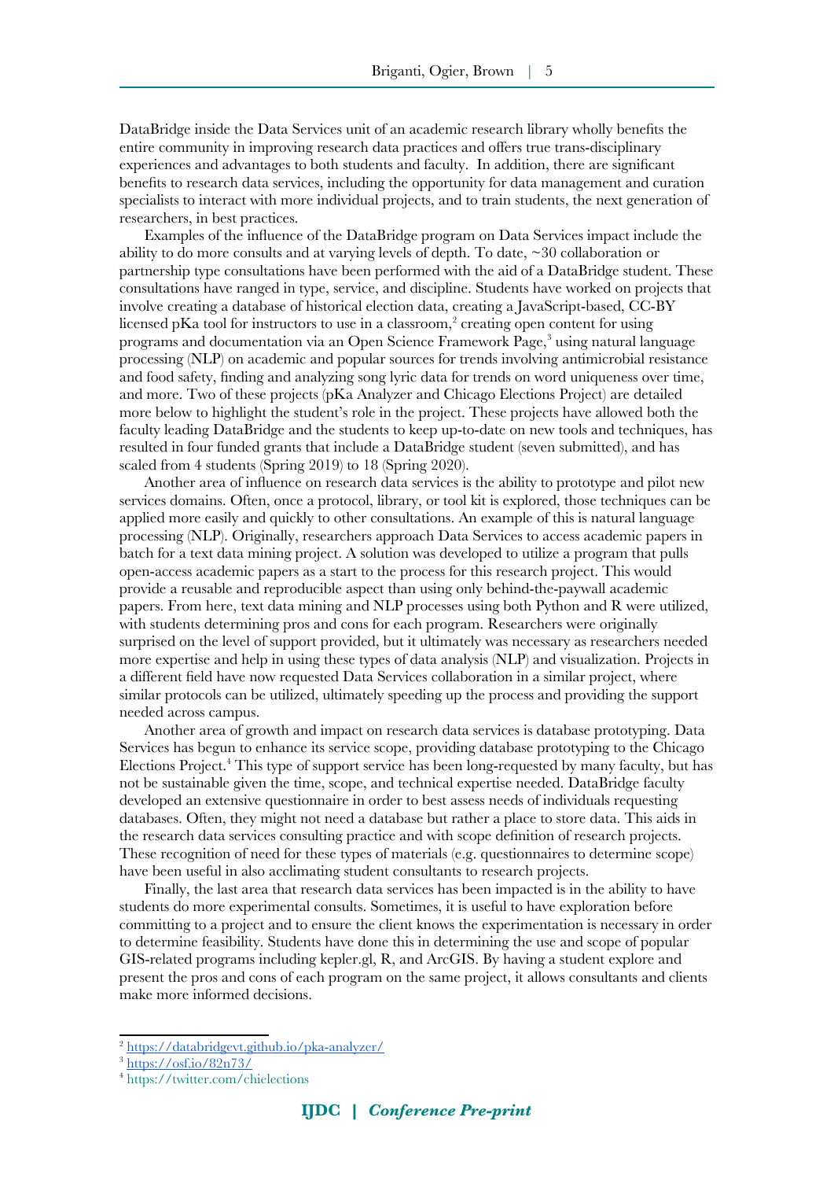DataBridge inside the Data Services unit of an academic research library wholly benefits the entire community in improving research data practices and offers true trans-disciplinary experiences and advantages to both students and faculty. In addition, there are significant benefits to research data services, including the opportunity for data management and curation specialists to interact with more individual projects, and to train students, the next generation of researchers, in best practices.

Examples of the influence of the DataBridge program on Data Services impact include the ability to do more consults and at varying levels of depth. To date, ~30 collaboration or partnership type consultations have been performed with the aid of a DataBridge student. These consultations have ranged in type, service, and discipline. Students have worked on projects that involve creating a database of historical election data, creating a JavaScript-based, CC-BY licensed pKa tool for instructors to use in a classroom,[2] creating open content for using programs and documentation via an Open Science Framework Page,[3] using natural language processing (NLP) on academic and popular sources for trends involving antimicrobial resistance and food safety, finding and analyzing song lyric data for trends on word uniqueness over time, and more. Two of these projects (pKa Analyzer and Chicago Elections Project) are detailed more below to highlight the student's role in the project. These projects have allowed both the faculty leading DataBridge and the students to keep up-to-date on new tools and techniques, has resulted in four funded grants that include a DataBridge student (seven submitted), and has scaled from 4 students (Spring 2019) to 18 (Spring 2020).

Another area of influence on research data services is the ability to prototype and pilot new services domains. Often, once a protocol, library, or tool kit is explored, those techniques can be applied more easily and quickly to other consultations. An example of this is natural language processing (NLP). Originally, researchers approach Data Services to access academic papers in batch for a text data mining project. A solution was developed to utilize a program that pulls open-access academic papers as a start to the process for this research project. This would provide a reusable and reproducible aspect than using only behind-the-paywall academic papers. From here, text data mining and NLP processes using both Python and R were utilized, with students determining pros and cons for each program. Researchers were originally surprised on the level of support provided, but it ultimately was necessary as researchers needed more expertise and help in using these types of data analysis (NLP) and visualization. Projects in a different field have now requested Data Services collaboration in a similar project, where similar protocols can be utilized, ultimately speeding up the process and providing the support needed across campus.

Another area of growth and impact on research data services is database prototyping. Data Services has begun to enhance its service scope, providing database prototyping to the Chicago Elections Project.[4] This type of support service has been long-requested by many faculty, but has not be sustainable given the time, scope, and technical expertise needed. DataBridge faculty developed an extensive questionnaire in order to best assess needs of individuals requesting databases. Often, they might not need a database but rather a place to store data. This aids in the research data services consulting practice and with scope definition of research projects. These recognition of need for these types of materials (e.g. questionnaires to determine scope) have been useful in also acclimating student consultants to research projects.

Finally, the last area that research data services has been impacted is in the ability to have students do more experimental consults. Sometimes, it is useful to have exploration before committing to a project and to ensure the client knows the experimentation is necessary in order to determine feasibility. Students have done this in determining the use and scope of popular GIS-related programs including kepler.gl, R, and ArcGIS. By having a student explore and present the pros and cons of each program on the same project, it allows consultants and clients make more informed decisions.

---

[2] https://databridgevt.github.io/pka-analyzer/

[3] https://osf.io/82n73/

[4] https://twitter.com/chielections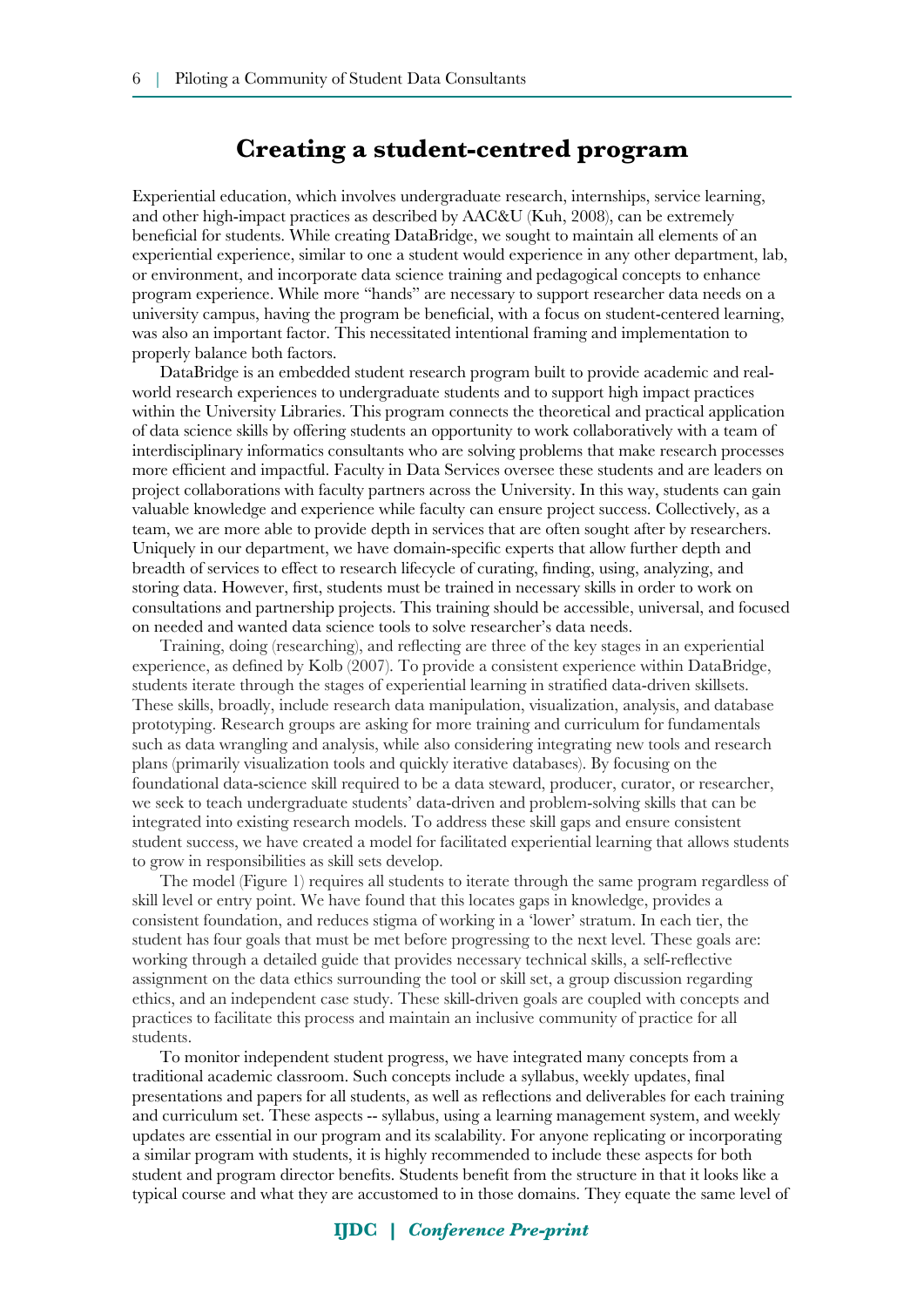## Creating a student-centred program

Experiential education, which involves undergraduate research, internships, service learning, and other high-impact practices as described by AAC&U (Kuh, 2008), can be extremely beneficial for students. While creating DataBridge, we sought to maintain all elements of an experiential experience, similar to one a student would experience in any other department, lab, or environment, and incorporate data science training and pedagogical concepts to enhance program experience. While more "hands" are necessary to support researcher data needs on a university campus, having the program be beneficial, with a focus on student-centered learning, was also an important factor. This necessitated intentional framing and implementation to properly balance both factors.

DataBridge is an embedded student research program built to provide academic and real-world research experiences to undergraduate students and to support high impact practices within the University Libraries. This program connects the theoretical and practical application of data science skills by offering students an opportunity to work collaboratively with a team of interdisciplinary informatics consultants who are solving problems that make research processes more efficient and impactful. Faculty in Data Services oversee these students and are leaders on project collaborations with faculty partners across the University. In this way, students can gain valuable knowledge and experience while faculty can ensure project success. Collectively, as a team, we are more able to provide depth in services that are often sought after by researchers. Uniquely in our department, we have domain-specific experts that allow further depth and breadth of services to effect to research lifecycle of curating, finding, using, analyzing, and storing data. However, first, students must be trained in necessary skills in order to work on consultations and partnership projects. This training should be accessible, universal, and focused on needed and wanted data science tools to solve researcher's data needs.

Training, doing (researching), and reflecting are three of the key stages in an experiential experience, as defined by Kolb (2007). To provide a consistent experience within DataBridge, students iterate through the stages of experiential learning in stratified data-driven skillsets. These skills, broadly, include research data manipulation, visualization, analysis, and database prototyping. Research groups are asking for more training and curriculum for fundamentals such as data wrangling and analysis, while also considering integrating new tools and research plans (primarily visualization tools and quickly iterative databases). By focusing on the foundational data-science skill required to be a data steward, producer, curator, or researcher, we seek to teach undergraduate students' data-driven and problem-solving skills that can be integrated into existing research models. To address these skill gaps and ensure consistent student success, we have created a model for facilitated experiential learning that allows students to grow in responsibilities as skill sets develop.

The model (Figure 1) requires all students to iterate through the same program regardless of skill level or entry point. We have found that this locates gaps in knowledge, provides a consistent foundation, and reduces stigma of working in a 'lower' stratum. In each tier, the student has four goals that must be met before progressing to the next level. These goals are: working through a detailed guide that provides necessary technical skills, a self-reflective assignment on the data ethics surrounding the tool or skill set, a group discussion regarding ethics, and an independent case study. These skill-driven goals are coupled with concepts and practices to facilitate this process and maintain an inclusive community of practice for all students.

To monitor independent student progress, we have integrated many concepts from a traditional academic classroom. Such concepts include a syllabus, weekly updates, final presentations and papers for all students, as well as reflections and deliverables for each training and curriculum set. These aspects -- syllabus, using a learning management system, and weekly updates are essential in our program and its scalability. For anyone replicating or incorporating a similar program with students, it is highly recommended to include these aspects for both student and program director benefits. Students benefit from the structure in that it looks like a typical course and what they are accustomed to in those domains. They equate the same level of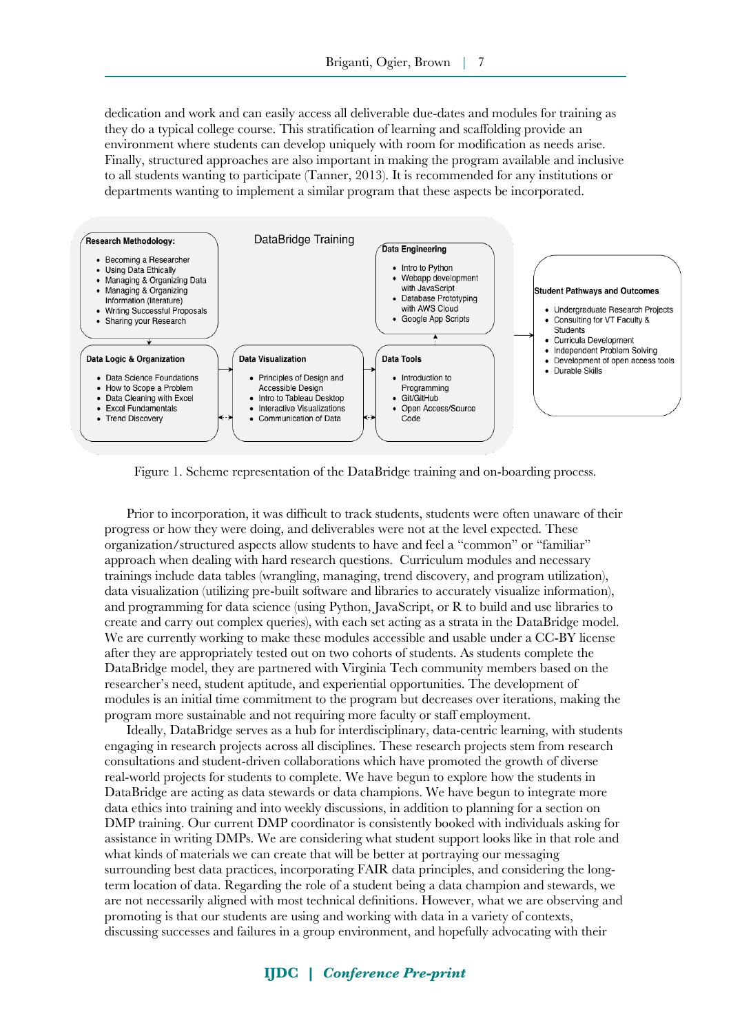dedication and work and can easily access all deliverable due-dates and modules for training as they do a typical college course. This stratification of learning and scaffolding provide an environment where students can develop uniquely with room for modification as needs arise. Finally, structured approaches are also important in making the program available and inclusive to all students wanting to participate (Tanner, 2013). It is recommended for any institutions or departments wanting to implement a similar program that these aspects be incorporated.

DataBridge Training

**Research Methodology:**

- Becoming a Researcher
- Using Data Ethically
- Managing & Organizing Data
- Managing & Organizing Information (literature)
- Writing Successful Proposals
- Sharing your Research

**Data Engineering**

- Intro to Python
- Webapp development with JavaScript
- Database Prototyping with AWS Cloud
- Google App Scripts

**Data Logic & Organization**

- Data Science Foundations
- How to Scope a Problem
- Data Cleaning with Excel
- Excel Fundamentals
- Trend Discovery

**Data Visualization**

- Principles of Design and Accessible Design
- Intro to Tableau Desktop
- Interactive Visualizations
- Communication of Data

**Data Tools**

- Introduction to Programming
- Git/GitHub
- Open Access/Source Code

**Student Pathways and Outcomes**

- Undergraduate Research Projects
- Consulting for VT Faculty & Students
- Curricula Development
- Independent Problem Solving
- Development of open access tools
- Durable Skills

Figure 1. Scheme representation of the DataBridge training and on-boarding process.

Prior to incorporation, it was difficult to track students, students were often unaware of their progress or how they were doing, and deliverables were not at the level expected. These organization/structured aspects allow students to have and feel a "common" or "familiar" approach when dealing with hard research questions. Curriculum modules and necessary trainings include data tables (wrangling, managing, trend discovery, and program utilization), data visualization (utilizing pre-built software and libraries to accurately visualize information), and programming for data science (using Python, JavaScript, or R to build and use libraries to create and carry out complex queries), with each set acting as a strata in the DataBridge model. We are currently working to make these modules accessible and usable under a CC-BY license after they are appropriately tested out on two cohorts of students. As students complete the DataBridge model, they are partnered with Virginia Tech community members based on the researcher's need, student aptitude, and experiential opportunities. The development of modules is an initial time commitment to the program but decreases over iterations, making the program more sustainable and not requiring more faculty or staff employment.

Ideally, DataBridge serves as a hub for interdisciplinary, data-centric learning, with students engaging in research projects across all disciplines. These research projects stem from research consultations and student-driven collaborations which have promoted the growth of diverse real-world projects for students to complete. We have begun to explore how the students in DataBridge are acting as data stewards or data champions. We have begun to integrate more data ethics into training and into weekly discussions, in addition to planning for a section on DMP training. Our current DMP coordinator is consistently booked with individuals asking for assistance in writing DMPs. We are considering what student support looks like in that role and what kinds of materials we can create that will be better at portraying our messaging surrounding best data practices, incorporating FAIR data principles, and considering the long-term location of data. Regarding the role of a student being a data champion and stewards, we are not necessarily aligned with most technical definitions. However, what we are observing and promoting is that our students are using and working with data in a variety of contexts, discussing successes and failures in a group environment, and hopefully advocating with their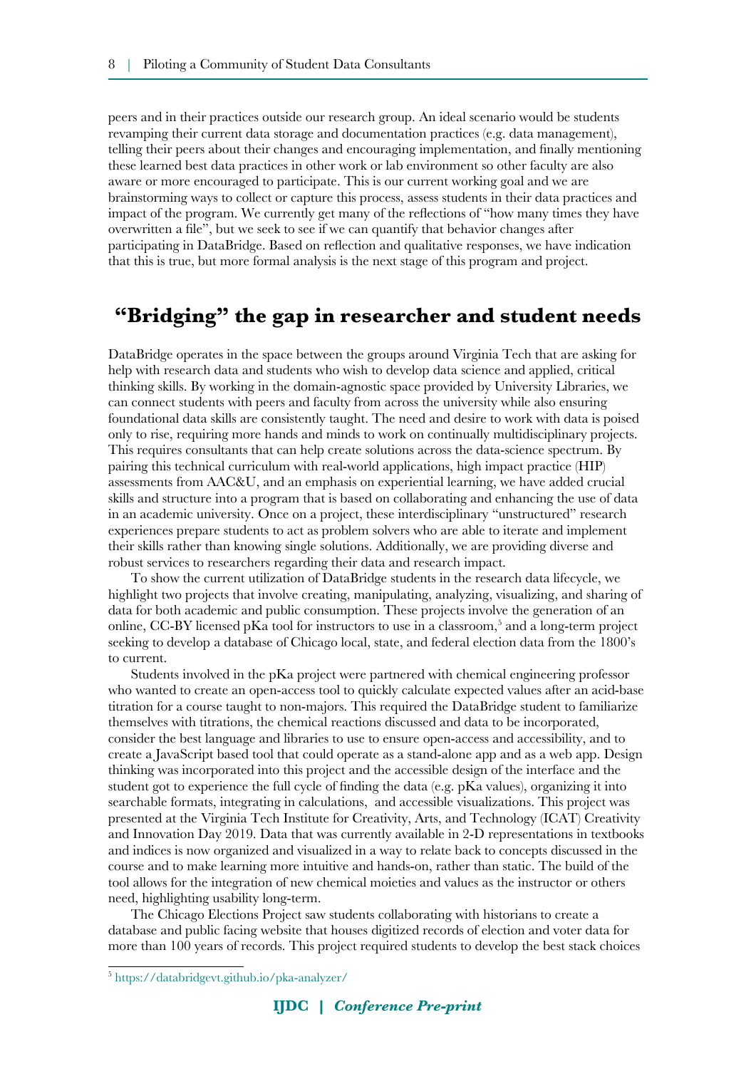peers and in their practices outside our research group. An ideal scenario would be students revamping their current data storage and documentation practices (e.g. data management), telling their peers about their changes and encouraging implementation, and finally mentioning these learned best data practices in other work or lab environment so other faculty are also aware or more encouraged to participate. This is our current working goal and we are brainstorming ways to collect or capture this process, assess students in their data practices and impact of the program. We currently get many of the reflections of "how many times they have overwritten a file", but we seek to see if we can quantify that behavior changes after participating in DataBridge. Based on reflection and qualitative responses, we have indication that this is true, but more formal analysis is the next stage of this program and project.

## "Bridging" the gap in researcher and student needs

DataBridge operates in the space between the groups around Virginia Tech that are asking for help with research data and students who wish to develop data science and applied, critical thinking skills. By working in the domain-agnostic space provided by University Libraries, we can connect students with peers and faculty from across the university while also ensuring foundational data skills are consistently taught. The need and desire to work with data is poised only to rise, requiring more hands and minds to work on continually multidisciplinary projects. This requires consultants that can help create solutions across the data-science spectrum. By pairing this technical curriculum with real-world applications, high impact practice (HIP) assessments from AAC&U, and an emphasis on experiential learning, we have added crucial skills and structure into a program that is based on collaborating and enhancing the use of data in an academic university. Once on a project, these interdisciplinary "unstructured" research experiences prepare students to act as problem solvers who are able to iterate and implement their skills rather than knowing single solutions. Additionally, we are providing diverse and robust services to researchers regarding their data and research impact.

To show the current utilization of DataBridge students in the research data lifecycle, we highlight two projects that involve creating, manipulating, analyzing, visualizing, and sharing of data for both academic and public consumption. These projects involve the generation of an online, CC-BY licensed pKa tool for instructors to use in a classroom,[5] and a long-term project seeking to develop a database of Chicago local, state, and federal election data from the 1800's to current.

Students involved in the pKa project were partnered with chemical engineering professor who wanted to create an open-access tool to quickly calculate expected values after an acid-base titration for a course taught to non-majors. This required the DataBridge student to familiarize themselves with titrations, the chemical reactions discussed and data to be incorporated, consider the best language and libraries to use to ensure open-access and accessibility, and to create a JavaScript based tool that could operate as a stand-alone app and as a web app. Design thinking was incorporated into this project and the accessible design of the interface and the student got to experience the full cycle of finding the data (e.g. pKa values), organizing it into searchable formats, integrating in calculations, and accessible visualizations. This project was presented at the Virginia Tech Institute for Creativity, Arts, and Technology (ICAT) Creativity and Innovation Day 2019. Data that was currently available in 2-D representations in textbooks and indices is now organized and visualized in a way to relate back to concepts discussed in the course and to make learning more intuitive and hands-on, rather than static. The build of the tool allows for the integration of new chemical moieties and values as the instructor or others need, highlighting usability long-term.

The Chicago Elections Project saw students collaborating with historians to create a database and public facing website that houses digitized records of election and voter data for more than 100 years of records. This project required students to develop the best stack choices

---

[5] https://databridgevt.github.io/pka-analyzer/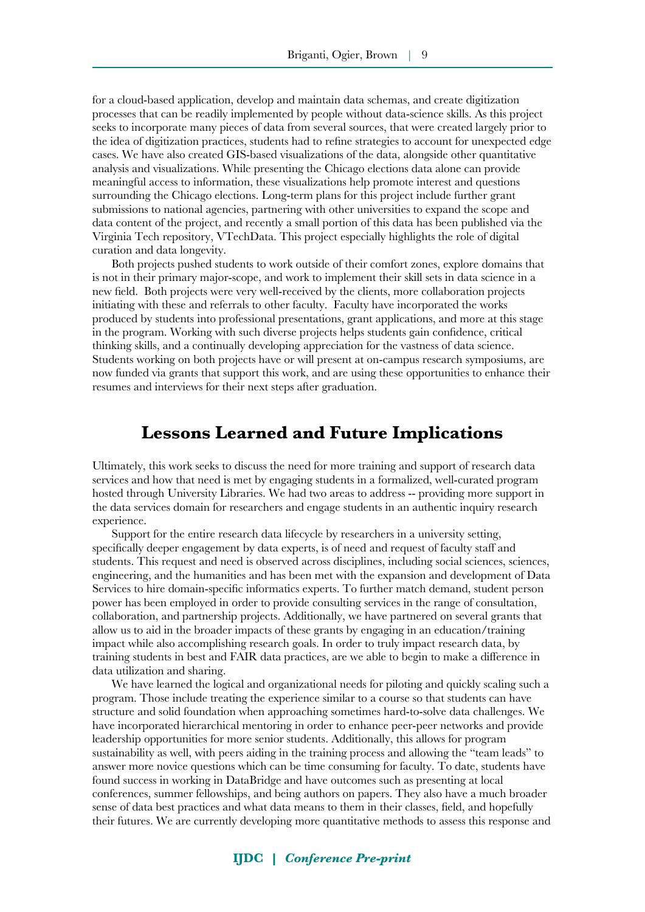for a cloud-based application, develop and maintain data schemas, and create digitization processes that can be readily implemented by people without data-science skills. As this project seeks to incorporate many pieces of data from several sources, that were created largely prior to the idea of digitization practices, students had to refine strategies to account for unexpected edge cases. We have also created GIS-based visualizations of the data, alongside other quantitative analysis and visualizations. While presenting the Chicago elections data alone can provide meaningful access to information, these visualizations help promote interest and questions surrounding the Chicago elections. Long-term plans for this project include further grant submissions to national agencies, partnering with other universities to expand the scope and data content of the project, and recently a small portion of this data has been published via the Virginia Tech repository, VTechData. This project especially highlights the role of digital curation and data longevity.

Both projects pushed students to work outside of their comfort zones, explore domains that is not in their primary major-scope, and work to implement their skill sets in data science in a new field. Both projects were very well-received by the clients, more collaboration projects initiating with these and referrals to other faculty. Faculty have incorporated the works produced by students into professional presentations, grant applications, and more at this stage in the program. Working with such diverse projects helps students gain confidence, critical thinking skills, and a continually developing appreciation for the vastness of data science. Students working on both projects have or will present at on-campus research symposiums, are now funded via grants that support this work, and are using these opportunities to enhance their resumes and interviews for their next steps after graduation.

## Lessons Learned and Future Implications

Ultimately, this work seeks to discuss the need for more training and support of research data services and how that need is met by engaging students in a formalized, well-curated program hosted through University Libraries. We had two areas to address -- providing more support in the data services domain for researchers and engage students in an authentic inquiry research experience.

Support for the entire research data lifecycle by researchers in a university setting, specifically deeper engagement by data experts, is of need and request of faculty staff and students. This request and need is observed across disciplines, including social sciences, sciences, engineering, and the humanities and has been met with the expansion and development of Data Services to hire domain-specific informatics experts. To further match demand, student person power has been employed in order to provide consulting services in the range of consultation, collaboration, and partnership projects. Additionally, we have partnered on several grants that allow us to aid in the broader impacts of these grants by engaging in an education/training impact while also accomplishing research goals. In order to truly impact research data, by training students in best and FAIR data practices, are we able to begin to make a difference in data utilization and sharing.

We have learned the logical and organizational needs for piloting and quickly scaling such a program. Those include treating the experience similar to a course so that students can have structure and solid foundation when approaching sometimes hard-to-solve data challenges. We have incorporated hierarchical mentoring in order to enhance peer-peer networks and provide leadership opportunities for more senior students. Additionally, this allows for program sustainability as well, with peers aiding in the training process and allowing the "team leads" to answer more novice questions which can be time consuming for faculty. To date, students have found success in working in DataBridge and have outcomes such as presenting at local conferences, summer fellowships, and being authors on papers. They also have a much broader sense of data best practices and what data means to them in their classes, field, and hopefully their futures. We are currently developing more quantitative methods to assess this response and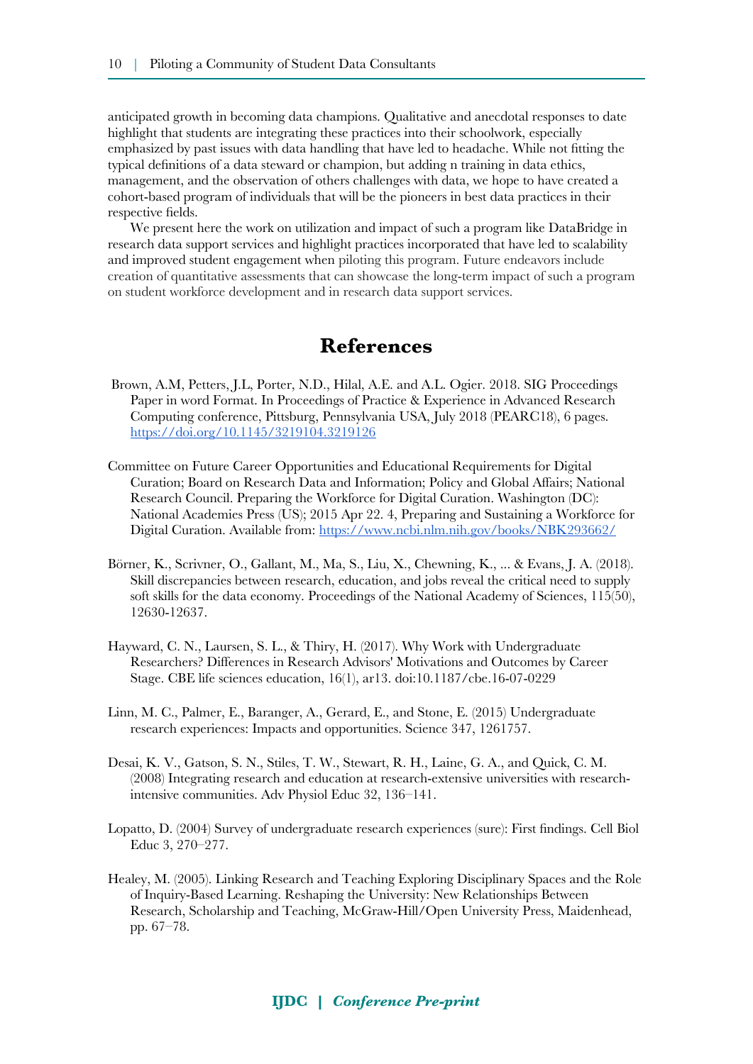anticipated growth in becoming data champions. Qualitative and anecdotal responses to date highlight that students are integrating these practices into their schoolwork, especially emphasized by past issues with data handling that have led to headache. While not fitting the typical definitions of a data steward or champion, but adding n training in data ethics, management, and the observation of others challenges with data, we hope to have created a cohort-based program of individuals that will be the pioneers in best data practices in their respective fields.

We present here the work on utilization and impact of such a program like DataBridge in research data support services and highlight practices incorporated that have led to scalability and improved student engagement when piloting this program. Future endeavors include creation of quantitative assessments that can showcase the long-term impact of such a program on student workforce development and in research data support services.

# References

Brown, A.M, Petters, J.L, Porter, N.D., Hilal, A.E. and A.L. Ogier. 2018. SIG Proceedings Paper in word Format. In Proceedings of Practice & Experience in Advanced Research Computing conference, Pittsburg, Pennsylvania USA, July 2018 (PEARC18), 6 pages. https://doi.org/10.1145/3219104.3219126

Committee on Future Career Opportunities and Educational Requirements for Digital Curation; Board on Research Data and Information; Policy and Global Affairs; National Research Council. Preparing the Workforce for Digital Curation. Washington (DC): National Academies Press (US); 2015 Apr 22. 4, Preparing and Sustaining a Workforce for Digital Curation. Available from: https://www.ncbi.nlm.nih.gov/books/NBK293662/

Börner, K., Scrivner, O., Gallant, M., Ma, S., Liu, X., Chewning, K., ... & Evans, J. A. (2018). Skill discrepancies between research, education, and jobs reveal the critical need to supply soft skills for the data economy. Proceedings of the National Academy of Sciences, 115(50), 12630-12637.

Hayward, C. N., Laursen, S. L., & Thiry, H. (2017). Why Work with Undergraduate Researchers? Differences in Research Advisors' Motivations and Outcomes by Career Stage. CBE life sciences education, 16(1), ar13. doi:10.1187/cbe.16-07-0229

Linn, M. C., Palmer, E., Baranger, A., Gerard, E., and Stone, E. (2015) Undergraduate research experiences: Impacts and opportunities. Science 347, 1261757.

Desai, K. V., Gatson, S. N., Stiles, T. W., Stewart, R. H., Laine, G. A., and Quick, C. M. (2008) Integrating research and education at research-extensive universities with research-intensive communities. Adv Physiol Educ 32, 136–141.

Lopatto, D. (2004) Survey of undergraduate research experiences (sure): First findings. Cell Biol Educ 3, 270–277.

Healey, M. (2005). Linking Research and Teaching Exploring Disciplinary Spaces and the Role of Inquiry-Based Learning. Reshaping the University: New Relationships Between Research, Scholarship and Teaching, McGraw-Hill/Open University Press, Maidenhead, pp. 67–78.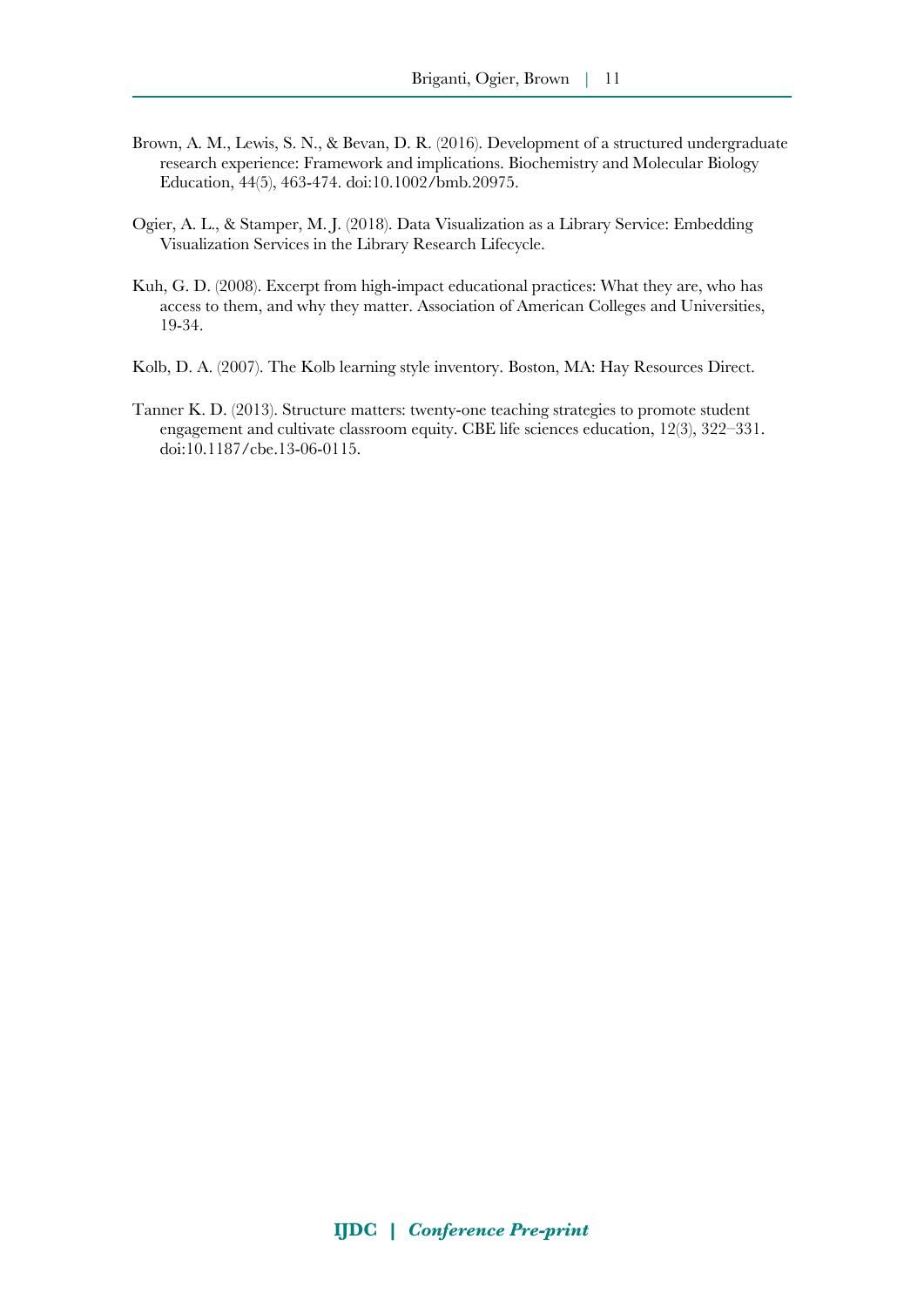Brown, A. M., Lewis, S. N., & Bevan, D. R. (2016). Development of a structured undergraduate research experience: Framework and implications. Biochemistry and Molecular Biology Education, 44(5), 463-474. doi:10.1002/bmb.20975.

Ogier, A. L., & Stamper, M. J. (2018). Data Visualization as a Library Service: Embedding Visualization Services in the Library Research Lifecycle.

Kuh, G. D. (2008). Excerpt from high-impact educational practices: What they are, who has access to them, and why they matter. Association of American Colleges and Universities, 19-34.

Kolb, D. A. (2007). The Kolb learning style inventory. Boston, MA: Hay Resources Direct.

Tanner K. D. (2013). Structure matters: twenty-one teaching strategies to promote student engagement and cultivate classroom equity. CBE life sciences education, 12(3), 322–331. doi:10.1187/cbe.13-06-0115.